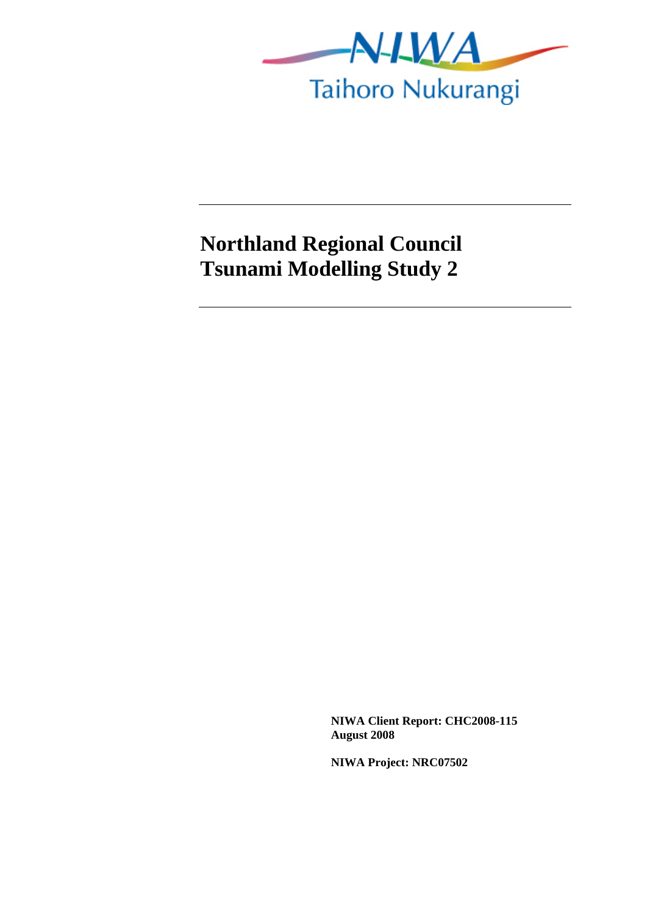NIWA

Taihoro Nukurangi

# Northland Regional Council Tsunami Modelling Study 2

**NIWA Client Report: CHC2008-115**
**August 2008**

**NIWA Project: NRC07502**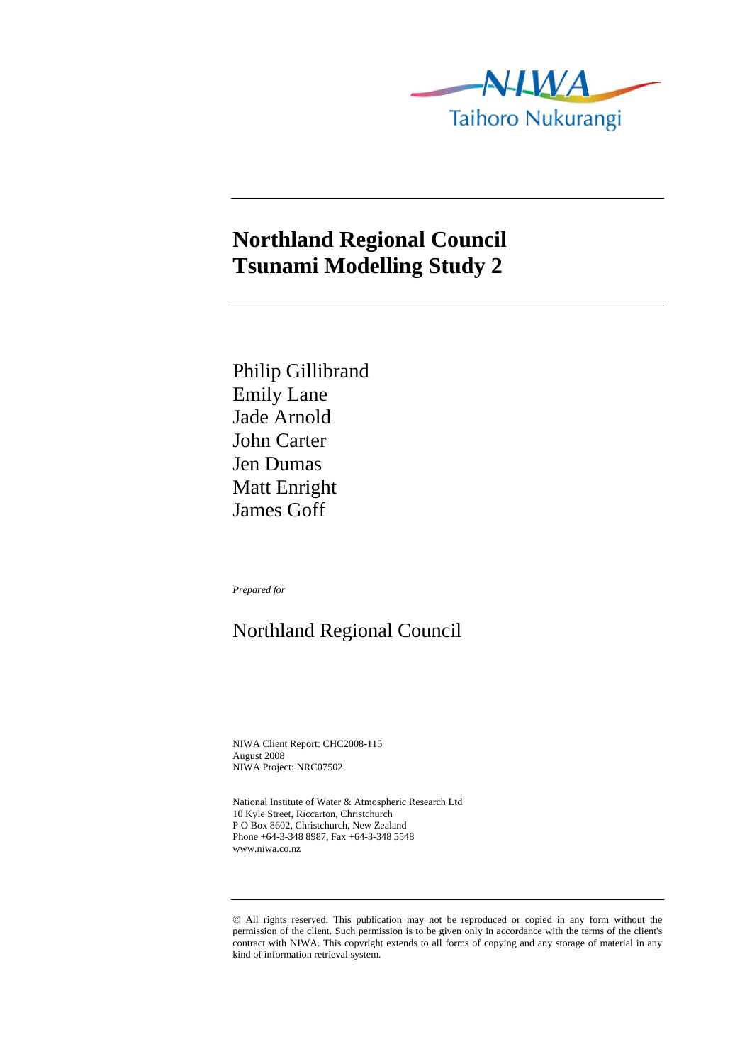NIWA
Taihoro Nukurangi

# Northland Regional Council Tsunami Modelling Study 2

Philip Gillibrand
Emily Lane
Jade Arnold
John Carter
Jen Dumas
Matt Enright
James Goff

*Prepared for*

Northland Regional Council

NIWA Client Report: CHC2008-115
August 2008
NIWA Project: NRC07502

National Institute of Water & Atmospheric Research Ltd
10 Kyle Street, Riccarton, Christchurch
P O Box 8602, Christchurch, New Zealand
Phone +64-3-348 8987, Fax +64-3-348 5548
www.niwa.co.nz

© All rights reserved. This publication may not be reproduced or copied in any form without the permission of the client. Such permission is to be given only in accordance with the terms of the client's contract with NIWA. This copyright extends to all forms of copying and any storage of material in any kind of information retrieval system.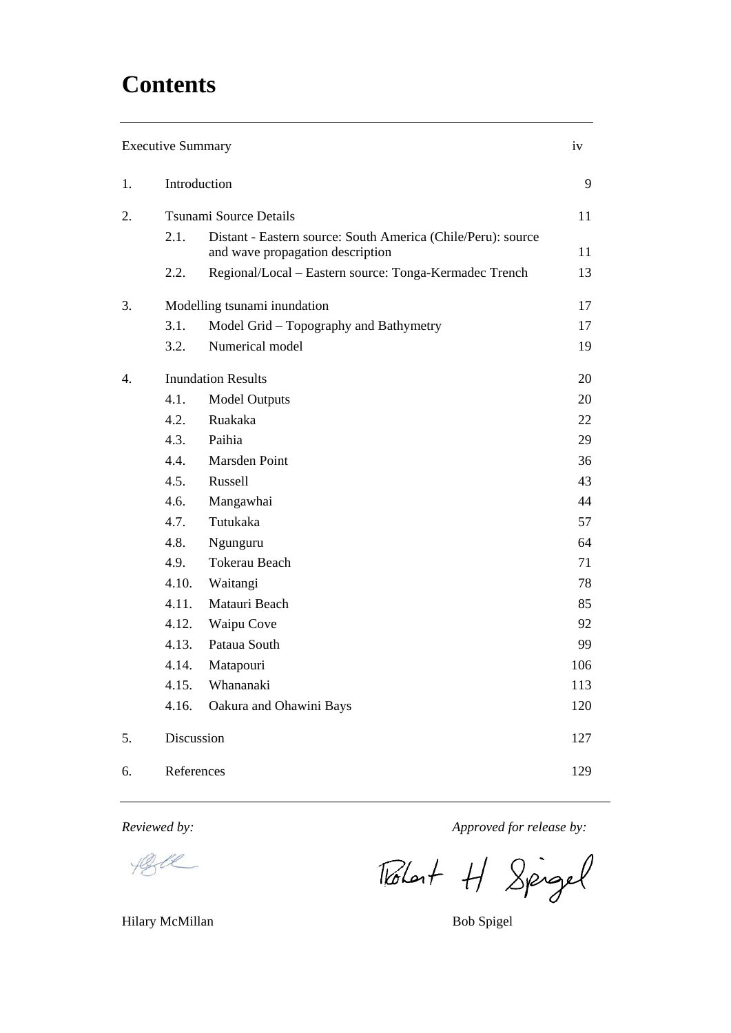# Contents

| | | | |
|---|---|---|---|
| Executive Summary | | | iv |
| 1. | Introduction | | 9 |
| 2. | Tsunami Source Details | | 11 |
| | 2.1. | Distant - Eastern source: South America (Chile/Peru): source and wave propagation description | 11 |
| | 2.2. | Regional/Local – Eastern source: Tonga-Kermadec Trench | 13 |
| 3. | Modelling tsunami inundation | | 17 |
| | 3.1. | Model Grid – Topography and Bathymetry | 17 |
| | 3.2. | Numerical model | 19 |
| 4. | Inundation Results | | 20 |
| | 4.1. | Model Outputs | 20 |
| | 4.2. | Ruakaka | 22 |
| | 4.3. | Paihia | 29 |
| | 4.4. | Marsden Point | 36 |
| | 4.5. | Russell | 43 |
| | 4.6. | Mangawhai | 44 |
| | 4.7. | Tutukaka | 57 |
| | 4.8. | Ngunguru | 64 |
| | 4.9. | Tokerau Beach | 71 |
| | 4.10. | Waitangi | 78 |
| | 4.11. | Matauri Beach | 85 |
| | 4.12. | Waipu Cove | 92 |
| | 4.13. | Pataua South | 99 |
| | 4.14. | Matapouri | 106 |
| | 4.15. | Whananaki | 113 |
| | 4.16. | Oakura and Ohawini Bays | 120 |
| 5. | Discussion | | 127 |
| 6. | References | | 129 |

*Reviewed by:*

Hilary McMillan

*Approved for release by:*

Bob Spigel